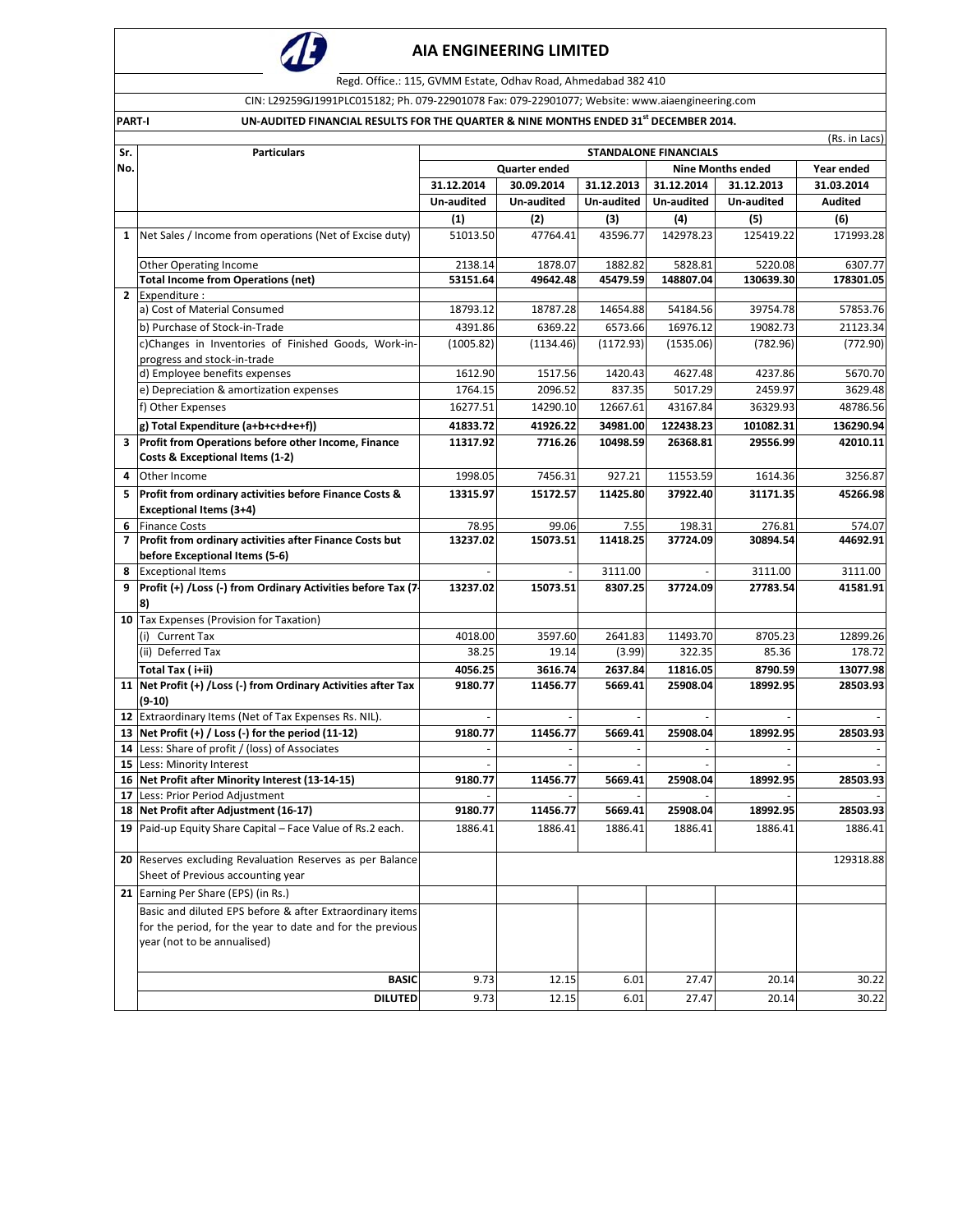# AIA ENGINEERING LIMITED

Regd. Office.: 115, GVMM Estate, Odhav Road, Ahmedabad 382 410

CIN: L29259GJ1991PLC015182; Ph. 079-22901078 Fax: 079-22901077; Website: www.aiaengineering.com

**PART-I** **UN-AUDITED FINANCIAL RESULTS FOR THE QUARTER & NINE MONTHS ENDED 31st DECEMBER 2014.**

(Rs. in Lacs)

| Sr. No. | Particulars | STANDALONE FINANCIALS | | | | | |
|---|---|---|---|---|---|---|---|
| | | Quarter ended | | | Nine Months ended | | Year ended |
| | | 31.12.2014 | 30.09.2014 | 31.12.2013 | 31.12.2014 | 31.12.2013 | 31.03.2014 |
| | | Un-audited | Un-audited | Un-audited | Un-audited | Un-audited | Audited |
| | | (1) | (2) | (3) | (4) | (5) | (6) |
| 1 | Net Sales / Income from operations (Net of Excise duty) | 51013.50 | 47764.41 | 43596.77 | 142978.23 | 125419.22 | 171993.28 |
| | Other Operating Income | 2138.14 | 1878.07 | 1882.82 | 5828.81 | 5220.08 | 6307.77 |
| | **Total Income from Operations (net)** | **53151.64** | **49642.48** | **45479.59** | **148807.04** | **130639.30** | **178301.05** |
| 2 | Expenditure : | | | | | | |
| | a) Cost of Material Consumed | 18793.12 | 18787.28 | 14654.88 | 54184.56 | 39754.78 | 57853.76 |
| | b) Purchase of Stock-in-Trade | 4391.86 | 6369.22 | 6573.66 | 16976.12 | 19082.73 | 21123.34 |
| | c)Changes in Inventories of Finished Goods, Work-in-progress and stock-in-trade | (1005.82) | (1134.46) | (1172.93) | (1535.06) | (782.96) | (772.90) |
| | d) Employee benefits expenses | 1612.90 | 1517.56 | 1420.43 | 4627.48 | 4237.86 | 5670.70 |
| | e) Depreciation & amortization expenses | 1764.15 | 2096.52 | 837.35 | 5017.29 | 2459.97 | 3629.48 |
| | f) Other Expenses | 16277.51 | 14290.10 | 12667.61 | 43167.84 | 36329.93 | 48786.56 |
| | **g) Total Expenditure (a+b+c+d+e+f))** | **41833.72** | **41926.22** | **34981.00** | **122438.23** | **101082.31** | **136290.94** |
| 3 | **Profit from Operations before other Income, Finance Costs & Exceptional Items (1-2)** | **11317.92** | **7716.26** | **10498.59** | **26368.81** | **29556.99** | **42010.11** |
| 4 | Other Income | 1998.05 | 7456.31 | 927.21 | 11553.59 | 1614.36 | 3256.87 |
| 5 | **Profit from ordinary activities before Finance Costs & Exceptional Items (3+4)** | **13315.97** | **15172.57** | **11425.80** | **37922.40** | **31171.35** | **45266.98** |
| 6 | Finance Costs | 78.95 | 99.06 | 7.55 | 198.31 | 276.81 | 574.07 |
| 7 | **Profit from ordinary activities after Finance Costs but before Exceptional Items (5-6)** | **13237.02** | **15073.51** | **11418.25** | **37724.09** | **30894.54** | **44692.91** |
| 8 | Exceptional Items | - | - | 3111.00 | - | 3111.00 | 3111.00 |
| 9 | **Profit (+) /Loss (-) from Ordinary Activities before Tax (7-8)** | **13237.02** | **15073.51** | **8307.25** | **37724.09** | **27783.54** | **41581.91** |
| 10 | Tax Expenses (Provision for Taxation) | | | | | | |
| | (i) Current Tax | 4018.00 | 3597.60 | 2641.83 | 11493.70 | 8705.23 | 12899.26 |
| | (ii) Deferred Tax | 38.25 | 19.14 | (3.99) | 322.35 | 85.36 | 178.72 |
| | **Total Tax ( i+ii)** | **4056.25** | **3616.74** | **2637.84** | **11816.05** | **8790.59** | **13077.98** |
| 11 | **Net Profit (+) /Loss (-) from Ordinary Activities after Tax (9-10)** | **9180.77** | **11456.77** | **5669.41** | **25908.04** | **18992.95** | **28503.93** |
| 12 | Extraordinary Items (Net of Tax Expenses Rs. NIL). | - | - | - | - | - | - |
| 13 | **Net Profit (+) / Loss (-) for the period (11-12)** | **9180.77** | **11456.77** | **5669.41** | **25908.04** | **18992.95** | **28503.93** |
| 14 | Less: Share of profit / (loss) of Associates | - | - | - | - | - | - |
| 15 | Less: Minority Interest | - | - | - | - | - | - |
| 16 | **Net Profit after Minority Interest (13-14-15)** | **9180.77** | **11456.77** | **5669.41** | **25908.04** | **18992.95** | **28503.93** |
| 17 | Less: Prior Period Adjustment | - | - | - | - | - | - |
| 18 | **Net Profit after Adjustment (16-17)** | **9180.77** | **11456.77** | **5669.41** | **25908.04** | **18992.95** | **28503.93** |
| 19 | Paid-up Equity Share Capital – Face Value of Rs.2 each. | 1886.41 | 1886.41 | 1886.41 | 1886.41 | 1886.41 | 1886.41 |
| 20 | Reserves excluding Revaluation Reserves as per Balance Sheet of Previous accounting year | | | | | | 129318.88 |
| 21 | Earning Per Share (EPS) (in Rs.) | | | | | | |
| | Basic and diluted EPS before & after Extraordinary items for the period, for the year to date and for the previous year (not to be annualised) | | | | | | |
| | **BASIC** | 9.73 | 12.15 | 6.01 | 27.47 | 20.14 | 30.22 |
| | **DILUTED** | 9.73 | 12.15 | 6.01 | 27.47 | 20.14 | 30.22 |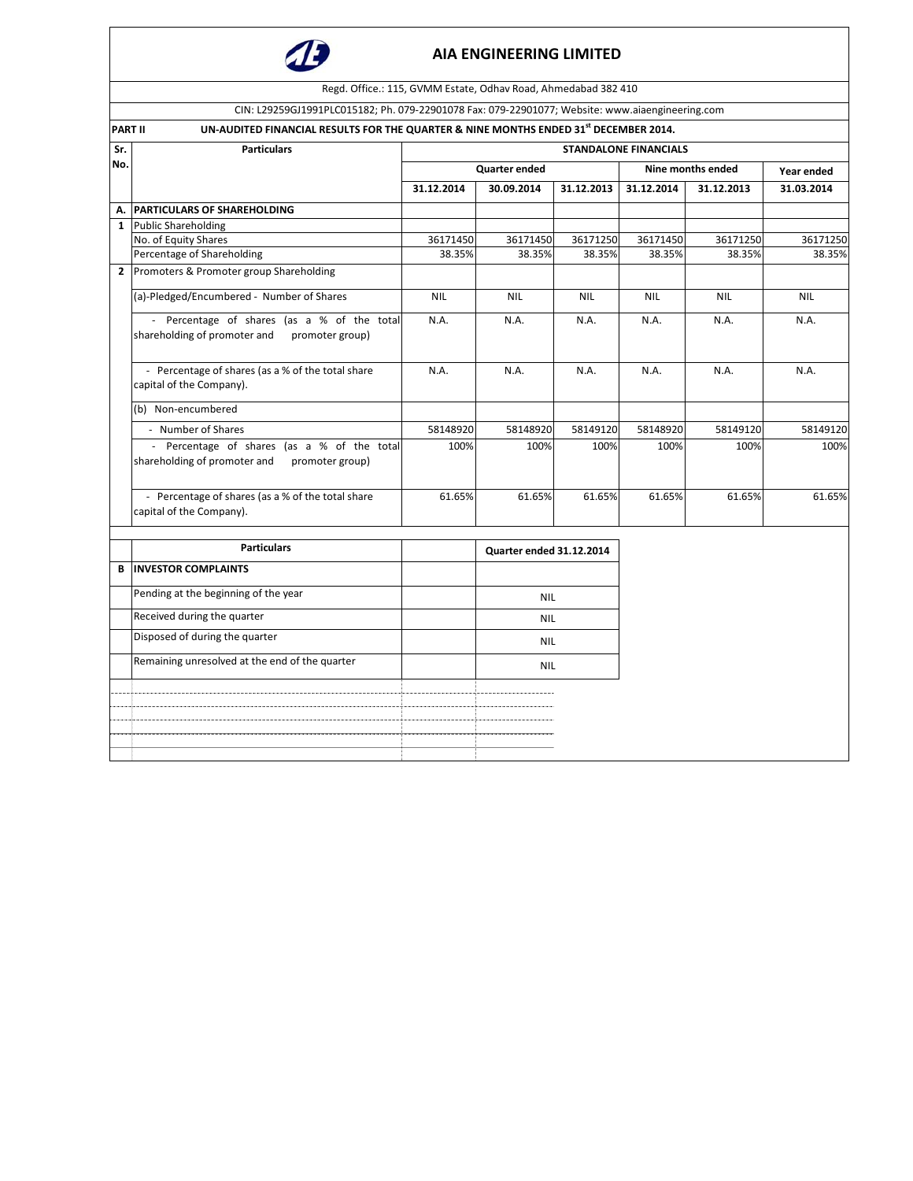# AIA ENGINEERING LIMITED

Regd. Office.: 115, GVMM Estate, Odhav Road, Ahmedabad 382 410

CIN: L29259GJ1991PLC015182; Ph. 079-22901078 Fax: 079-22901077; Website: www.aiaengineering.com

**PART II** **UN-AUDITED FINANCIAL RESULTS FOR THE QUARTER & NINE MONTHS ENDED 31st DECEMBER 2014.**

| Sr. No. | Particulars | STANDALONE FINANCIALS | | | | | |
|---|---|---|---|---|---|---|---|
| | | Quarter ended | | | Nine months ended | | Year ended |
| | | 31.12.2014 | 30.09.2014 | 31.12.2013 | 31.12.2014 | 31.12.2013 | 31.03.2014 |
| **A.** | **PARTICULARS OF SHAREHOLDING** | | | | | | |
| 1 | Public Shareholding | | | | | | |
| | No. of Equity Shares | 36171450 | 36171450 | 36171250 | 36171450 | 36171250 | 36171250 |
| | Percentage of Shareholding | 38.35% | 38.35% | 38.35% | 38.35% | 38.35% | 38.35% |
| 2 | Promoters & Promoter group Shareholding | | | | | | |
| | (a)-Pledged/Encumbered - Number of Shares | NIL | NIL | NIL | NIL | NIL | NIL |
| | - Percentage of shares (as a % of the total shareholding of promoter and promoter group) | N.A. | N.A. | N.A. | N.A. | N.A. | N.A. |
| | - Percentage of shares (as a % of the total share capital of the Company). | N.A. | N.A. | N.A. | N.A. | N.A. | N.A. |
| | (b) Non-encumbered | | | | | | |
| | - Number of Shares | 58148920 | 58148920 | 58149120 | 58148920 | 58149120 | 58149120 |
| | - Percentage of shares (as a % of the total shareholding of promoter and promoter group) | 100% | 100% | 100% | 100% | 100% | 100% |
| | - Percentage of shares (as a % of the total share capital of the Company). | 61.65% | 61.65% | 61.65% | 61.65% | 61.65% | 61.65% |

| | Particulars | | Quarter ended 31.12.2014 |
|---|---|---|---|
| **B** | **INVESTOR COMPLAINTS** | | |
| | Pending at the beginning of the year | | NIL |
| | Received during the quarter | | NIL |
| | Disposed of during the quarter | | NIL |
| | Remaining unresolved at the end of the quarter | | NIL |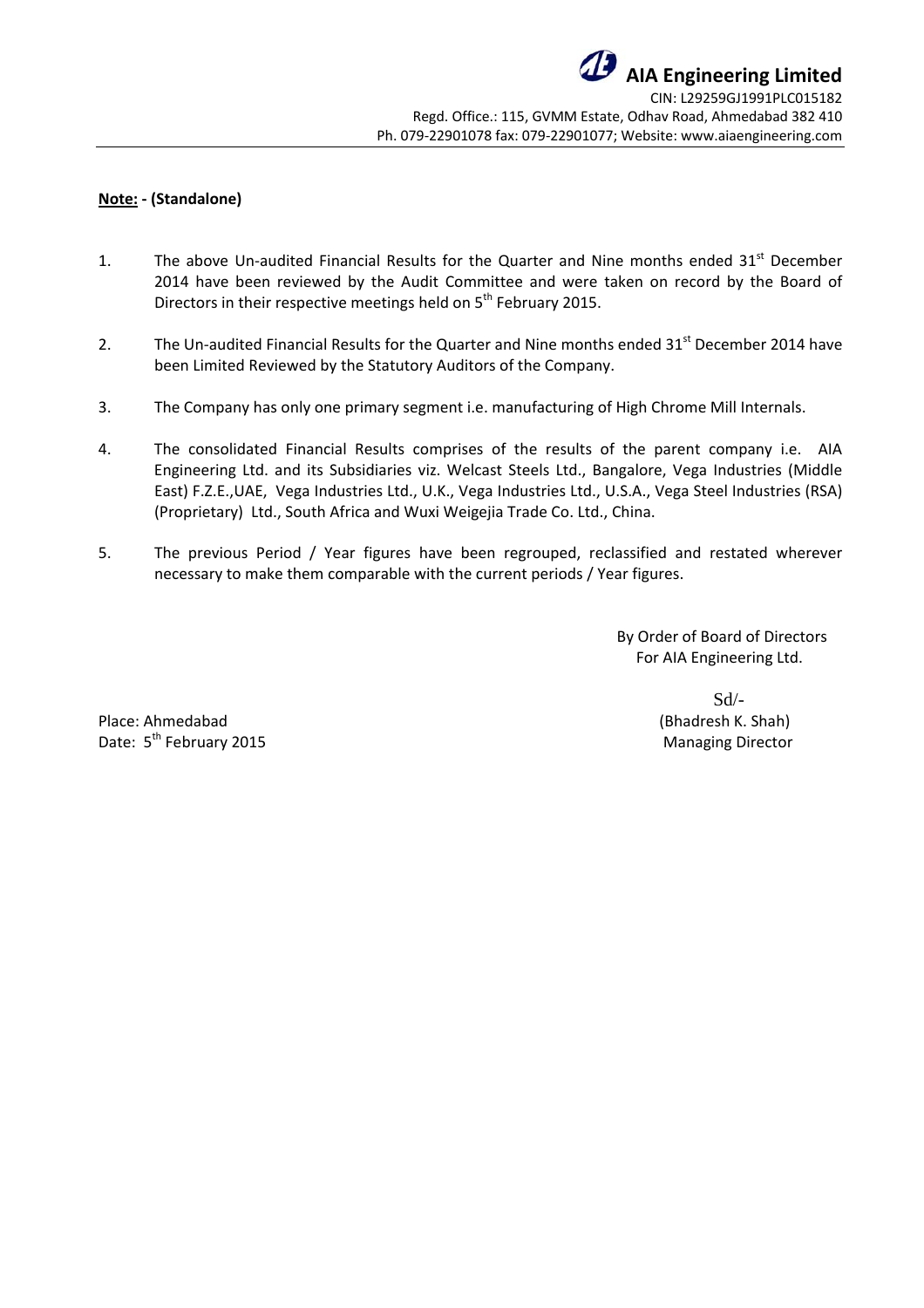# AIA Engineering Limited

CIN: L29259GJ1991PLC015182
Regd. Office.: 115, GVMM Estate, Odhav Road, Ahmedabad 382 410
Ph. 079-22901078 fax: 079-22901077; Website: www.aiaengineering.com

**Note: - (Standalone)**

1. The above Un-audited Financial Results for the Quarter and Nine months ended 31st December 2014 have been reviewed by the Audit Committee and were taken on record by the Board of Directors in their respective meetings held on 5th February 2015.

2. The Un-audited Financial Results for the Quarter and Nine months ended 31st December 2014 have been Limited Reviewed by the Statutory Auditors of the Company.

3. The Company has only one primary segment i.e. manufacturing of High Chrome Mill Internals.

4. The consolidated Financial Results comprises of the results of the parent company i.e. AIA Engineering Ltd. and its Subsidiaries viz. Welcast Steels Ltd., Bangalore, Vega Industries (Middle East) F.Z.E.,UAE, Vega Industries Ltd., U.K., Vega Industries Ltd., U.S.A., Vega Steel Industries (RSA) (Proprietary) Ltd., South Africa and Wuxi Weigejia Trade Co. Ltd., China.

5. The previous Period / Year figures have been regrouped, reclassified and restated wherever necessary to make them comparable with the current periods / Year figures.

By Order of Board of Directors
For AIA Engineering Ltd.

Sd/-
(Bhadresh K. Shah)
Managing Director

Place: Ahmedabad
Date: 5th February 2015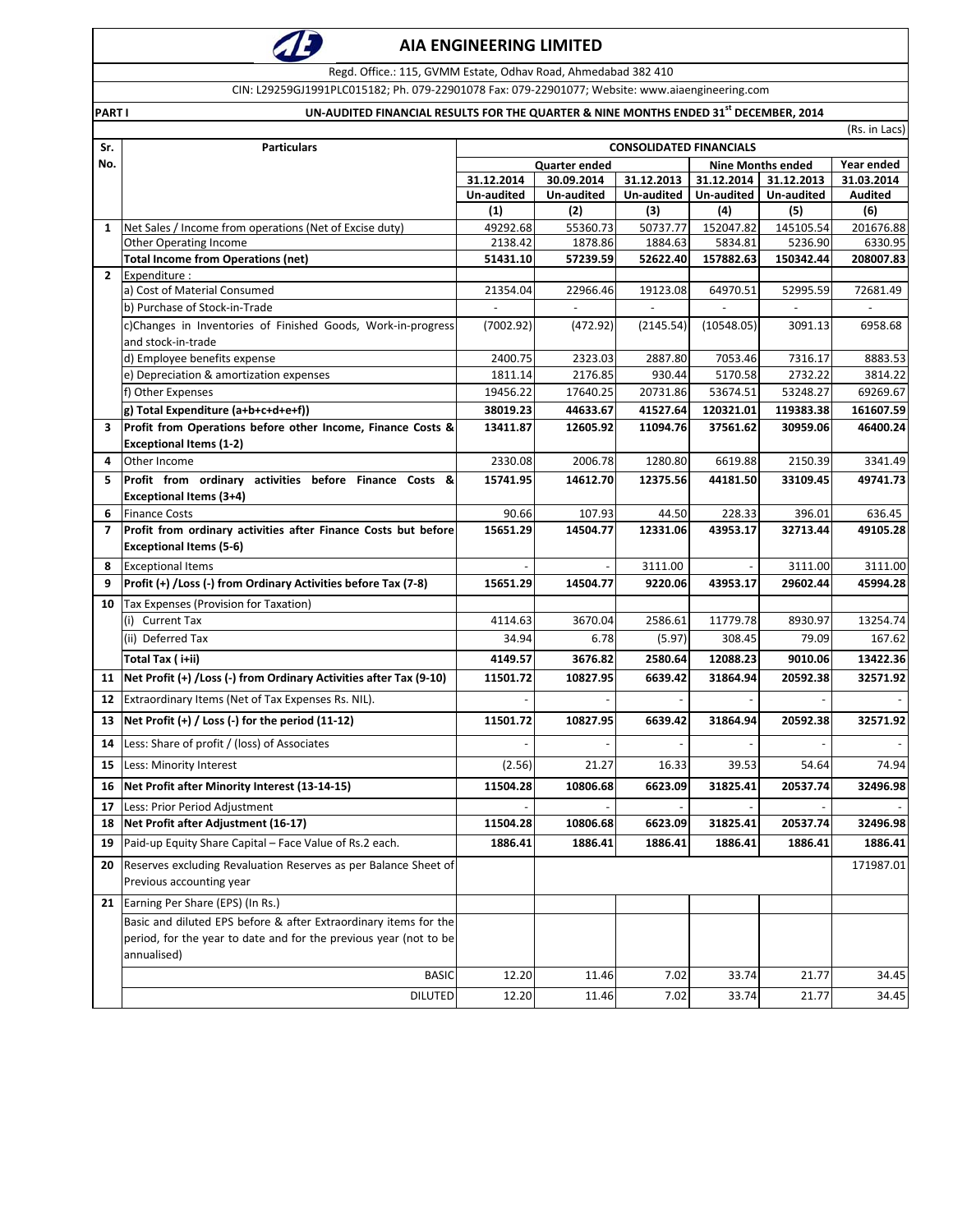# AIA ENGINEERING LIMITED

Regd. Office.: 115, GVMM Estate, Odhav Road, Ahmedabad 382 410

CIN: L29259GJ1991PLC015182; Ph. 079-22901078 Fax: 079-22901077; Website: www.aiaengineering.com

**PART I** UN-AUDITED FINANCIAL RESULTS FOR THE QUARTER & NINE MONTHS ENDED 31st DECEMBER, 2014

(Rs. in Lacs)

| Sr. No. | Particulars | CONSOLIDATED FINANCIALS | | | | | |
|---|---|---|---|---|---|---|---|
| | | Quarter ended | | | Nine Months ended | | Year ended |
| | | 31.12.2014 | 30.09.2014 | 31.12.2013 | 31.12.2014 | 31.12.2013 | 31.03.2014 |
| | | Un-audited | Un-audited | Un-audited | Un-audited | Un-audited | Audited |
| | | (1) | (2) | (3) | (4) | (5) | (6) |
| 1 | Net Sales / Income from operations (Net of Excise duty) | 49292.68 | 55360.73 | 50737.77 | 152047.82 | 145105.54 | 201676.88 |
| | Other Operating Income | 2138.42 | 1878.86 | 1884.63 | 5834.81 | 5236.90 | 6330.95 |
| | **Total Income from Operations (net)** | **51431.10** | **57239.59** | **52622.40** | **157882.63** | **150342.44** | **208007.83** |
| 2 | Expenditure : | | | | | | |
| | a) Cost of Material Consumed | 21354.04 | 22966.46 | 19123.08 | 64970.51 | 52995.59 | 72681.49 |
| | b) Purchase of Stock-in-Trade | - | - | - | - | - | - |
| | c)Changes in Inventories of Finished Goods, Work-in-progress and stock-in-trade | (7002.92) | (472.92) | (2145.54) | (10548.05) | 3091.13 | 6958.68 |
| | d) Employee benefits expense | 2400.75 | 2323.03 | 2887.80 | 7053.46 | 7316.17 | 8883.53 |
| | e) Depreciation & amortization expenses | 1811.14 | 2176.85 | 930.44 | 5170.58 | 2732.22 | 3814.22 |
| | f) Other Expenses | 19456.22 | 17640.25 | 20731.86 | 53674.51 | 53248.27 | 69269.67 |
| | **g) Total Expenditure (a+b+c+d+e+f))** | **38019.23** | **44633.67** | **41527.64** | **120321.01** | **119383.38** | **161607.59** |
| 3 | **Profit from Operations before other Income, Finance Costs & Exceptional Items (1-2)** | **13411.87** | **12605.92** | **11094.76** | **37561.62** | **30959.06** | **46400.24** |
| 4 | Other Income | 2330.08 | 2006.78 | 1280.80 | 6619.88 | 2150.39 | 3341.49 |
| 5 | **Profit from ordinary activities before Finance Costs & Exceptional Items (3+4)** | **15741.95** | **14612.70** | **12375.56** | **44181.50** | **33109.45** | **49741.73** |
| 6 | Finance Costs | 90.66 | 107.93 | 44.50 | 228.33 | 396.01 | 636.45 |
| 7 | **Profit from ordinary activities after Finance Costs but before Exceptional Items (5-6)** | **15651.29** | **14504.77** | **12331.06** | **43953.17** | **32713.44** | **49105.28** |
| 8 | Exceptional Items | - | - | 3111.00 | - | 3111.00 | 3111.00 |
| 9 | **Profit (+) /Loss (-) from Ordinary Activities before Tax (7-8)** | **15651.29** | **14504.77** | **9220.06** | **43953.17** | **29602.44** | **45994.28** |
| 10 | Tax Expenses (Provision for Taxation) | | | | | | |
| | (i) Current Tax | 4114.63 | 3670.04 | 2586.61 | 11779.78 | 8930.97 | 13254.74 |
| | (ii) Deferred Tax | 34.94 | 6.78 | (5.97) | 308.45 | 79.09 | 167.62 |
| | **Total Tax ( i+ii)** | **4149.57** | **3676.82** | **2580.64** | **12088.23** | **9010.06** | **13422.36** |
| 11 | **Net Profit (+) /Loss (-) from Ordinary Activities after Tax (9-10)** | **11501.72** | **10827.95** | **6639.42** | **31864.94** | **20592.38** | **32571.92** |
| 12 | Extraordinary Items (Net of Tax Expenses Rs. NIL). | - | - | - | - | - | - |
| 13 | **Net Profit (+) / Loss (-) for the period (11-12)** | **11501.72** | **10827.95** | **6639.42** | **31864.94** | **20592.38** | **32571.92** |
| 14 | Less: Share of profit / (loss) of Associates | - | - | - | - | - | - |
| 15 | Less: Minority Interest | (2.56) | 21.27 | 16.33 | 39.53 | 54.64 | 74.94 |
| 16 | **Net Profit after Minority Interest (13-14-15)** | **11504.28** | **10806.68** | **6623.09** | **31825.41** | **20537.74** | **32496.98** |
| 17 | Less: Prior Period Adjustment | - | - | - | - | - | - |
| 18 | **Net Profit after Adjustment (16-17)** | **11504.28** | **10806.68** | **6623.09** | **31825.41** | **20537.74** | **32496.98** |
| 19 | Paid-up Equity Share Capital – Face Value of Rs.2 each. | **1886.41** | **1886.41** | **1886.41** | **1886.41** | **1886.41** | **1886.41** |
| 20 | Reserves excluding Revaluation Reserves as per Balance Sheet of Previous accounting year | | | | | | 171987.01 |
| 21 | Earning Per Share (EPS) (In Rs.) | | | | | | |
| | Basic and diluted EPS before & after Extraordinary items for the period, for the year to date and for the previous year (not to be annualised) | | | | | | |
| | BASIC | 12.20 | 11.46 | 7.02 | 33.74 | 21.77 | 34.45 |
| | DILUTED | 12.20 | 11.46 | 7.02 | 33.74 | 21.77 | 34.45 |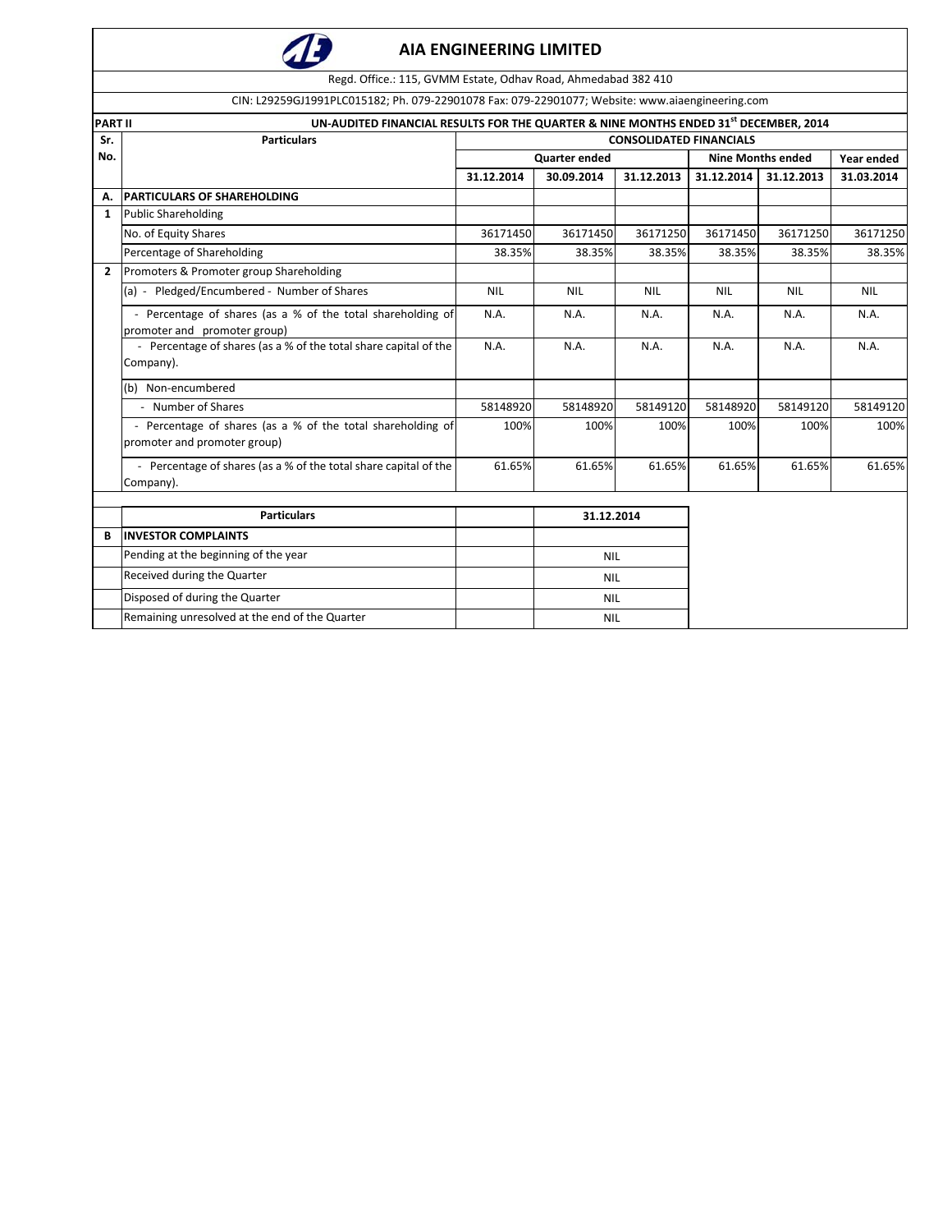# AIA ENGINEERING LIMITED

Regd. Office.: 115, GVMM Estate, Odhav Road, Ahmedabad 382 410

CIN: L29259GJ1991PLC015182; Ph. 079-22901078 Fax: 079-22901077; Website: www.aiaengineering.com

**PART II** **UN-AUDITED FINANCIAL RESULTS FOR THE QUARTER & NINE MONTHS ENDED 31st DECEMBER, 2014**

| Sr. No. | Particulars | CONSOLIDATED FINANCIALS | | | | | |
|---|---|---|---|---|---|---|---|
| | | Quarter ended | | | Nine Months ended | | Year ended |
| | | 31.12.2014 | 30.09.2014 | 31.12.2013 | 31.12.2014 | 31.12.2013 | 31.03.2014 |
| **A.** | **PARTICULARS OF SHAREHOLDING** | | | | | | |
| **1** | Public Shareholding | | | | | | |
| | No. of Equity Shares | 36171450 | 36171450 | 36171250 | 36171450 | 36171250 | 36171250 |
| | Percentage of Shareholding | 38.35% | 38.35% | 38.35% | 38.35% | 38.35% | 38.35% |
| **2** | Promoters & Promoter group Shareholding | | | | | | |
| | (a) - Pledged/Encumbered - Number of Shares | NIL | NIL | NIL | NIL | NIL | NIL |
| | - Percentage of shares (as a % of the total shareholding of promoter and promoter group) | N.A. | N.A. | N.A. | N.A. | N.A. | N.A. |
| | - Percentage of shares (as a % of the total share capital of the Company). | N.A. | N.A. | N.A. | N.A. | N.A. | N.A. |
| | (b) Non-encumbered | | | | | | |
| | - Number of Shares | 58148920 | 58148920 | 58149120 | 58148920 | 58149120 | 58149120 |
| | - Percentage of shares (as a % of the total shareholding of promoter and promoter group) | 100% | 100% | 100% | 100% | 100% | 100% |
| | - Percentage of shares (as a % of the total share capital of the Company). | 61.65% | 61.65% | 61.65% | 61.65% | 61.65% | 61.65% |

| | Particulars | | 31.12.2014 |
|---|---|---|---|
| **B** | **INVESTOR COMPLAINTS** | | |
| | Pending at the beginning of the year | | NIL |
| | Received during the Quarter | | NIL |
| | Disposed of during the Quarter | | NIL |
| | Remaining unresolved at the end of the Quarter | | NIL |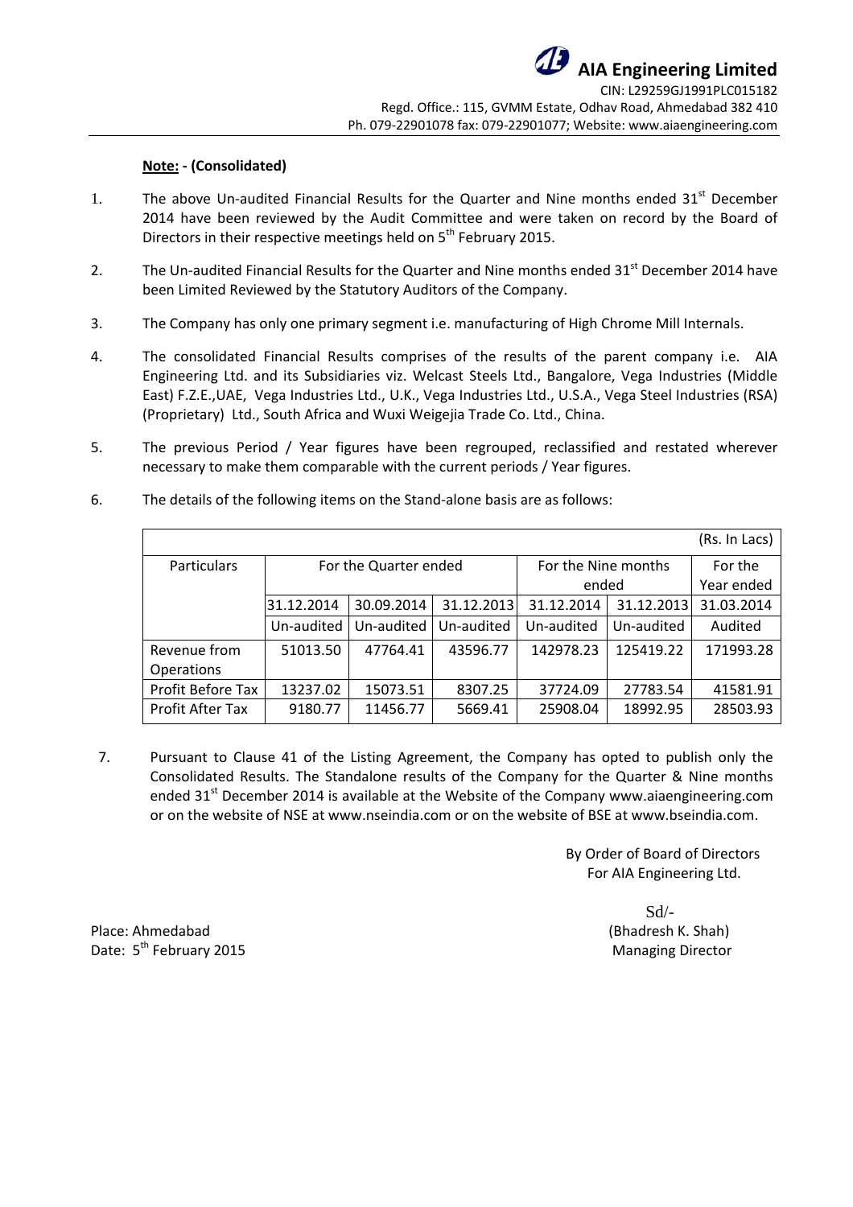**AIA Engineering Limited**

CIN: L29259GJ1991PLC015182

Regd. Office.: 115, GVMM Estate, Odhav Road, Ahmedabad 382 410

Ph. 079-22901078 fax: 079-22901077; Website: www.aiaengineering.com

**Note: - (Consolidated)**

1. The above Un-audited Financial Results for the Quarter and Nine months ended 31st December 2014 have been reviewed by the Audit Committee and were taken on record by the Board of Directors in their respective meetings held on 5th February 2015.

2. The Un-audited Financial Results for the Quarter and Nine months ended 31st December 2014 have been Limited Reviewed by the Statutory Auditors of the Company.

3. The Company has only one primary segment i.e. manufacturing of High Chrome Mill Internals.

4. The consolidated Financial Results comprises of the results of the parent company i.e. AIA Engineering Ltd. and its Subsidiaries viz. Welcast Steels Ltd., Bangalore, Vega Industries (Middle East) F.Z.E.,UAE, Vega Industries Ltd., U.K., Vega Industries Ltd., U.S.A., Vega Steel Industries (RSA) (Proprietary) Ltd., South Africa and Wuxi Weigejia Trade Co. Ltd., China.

5. The previous Period / Year figures have been regrouped, reclassified and restated wherever necessary to make them comparable with the current periods / Year figures.

6. The details of the following items on the Stand-alone basis are as follows:

(Rs. In Lacs)

| Particulars | For the Quarter ended | | | For the Nine months ended | | For the Year ended |
|---|---|---|---|---|---|---|
| | 31.12.2014 | 30.09.2014 | 31.12.2013 | 31.12.2014 | 31.12.2013 | 31.03.2014 |
| | Un-audited | Un-audited | Un-audited | Un-audited | Un-audited | Audited |
| Revenue from Operations | 51013.50 | 47764.41 | 43596.77 | 142978.23 | 125419.22 | 171993.28 |
| Profit Before Tax | 13237.02 | 15073.51 | 8307.25 | 37724.09 | 27783.54 | 41581.91 |
| Profit After Tax | 9180.77 | 11456.77 | 5669.41 | 25908.04 | 18992.95 | 28503.93 |

7. Pursuant to Clause 41 of the Listing Agreement, the Company has opted to publish only the Consolidated Results. The Standalone results of the Company for the Quarter & Nine months ended 31st December 2014 is available at the Website of the Company www.aiaengineering.com or on the website of NSE at www.nseindia.com or on the website of BSE at www.bseindia.com.

By Order of Board of Directors
For AIA Engineering Ltd.

Sd/-
(Bhadresh K. Shah)
Managing Director

Place: Ahmedabad
Date: 5th February 2015